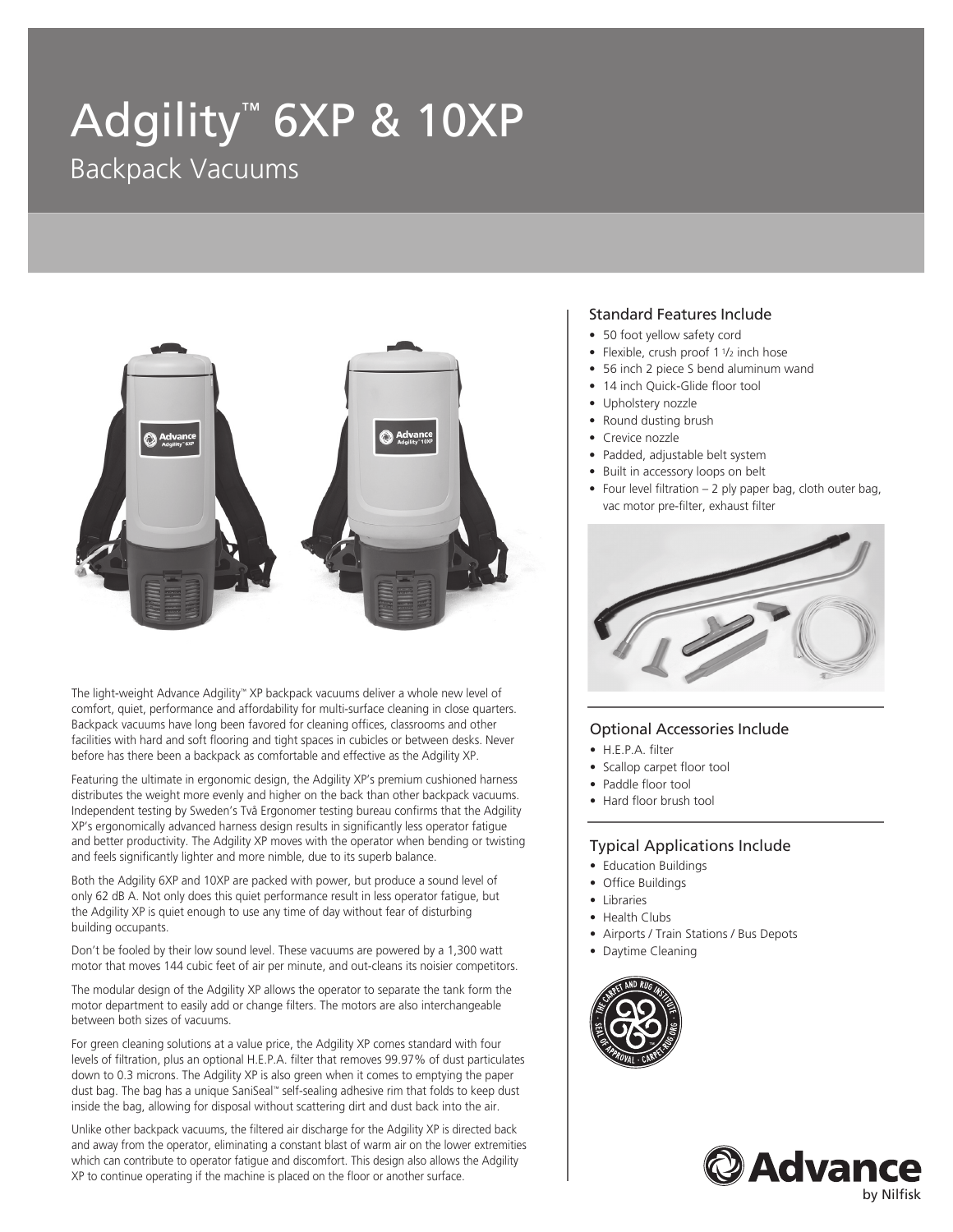# Adgility™ 6XP & 10XP

## Backpack Vacuums

The light-weight Advance Adgility™ XP backpack vacuums deliver a whole new level of comfort, quiet, performance and affordability for multi-surface cleaning in close quarters. Backpack vacuums have long been favored for cleaning offices, classrooms and other facilities with hard and soft flooring and tight spaces in cubicles or between desks. Never before has there been a backpack as comfortable and effective as the Adgility XP.

Featuring the ultimate in ergonomic design, the Adgility XP's premium cushioned harness distributes the weight more evenly and higher on the back than other backpack vacuums. Independent testing by Sweden's Två Ergonomer testing bureau confirms that the Adgility XP's ergonomically advanced harness design results in significantly less operator fatigue and better productivity. The Adgility XP moves with the operator when bending or twisting and feels significantly lighter and more nimble, due to its superb balance.

Both the Adgility 6XP and 10XP are packed with power, but produce a sound level of only 62 dB A. Not only does this quiet performance result in less operator fatigue, but the Adgility XP is quiet enough to use any time of day without fear of disturbing building occupants.

Don't be fooled by their low sound level. These vacuums are powered by a 1,300 watt motor that moves 144 cubic feet of air per minute, and out-cleans its noisier competitors.

The modular design of the Adgility XP allows the operator to separate the tank form the motor department to easily add or change filters. The motors are also interchangeable between both sizes of vacuums.

For green cleaning solutions at a value price, the Adgility XP comes standard with four levels of filtration, plus an optional H.E.P.A. filter that removes 99.97% of dust particulates down to 0.3 microns. The Adgility XP is also green when it comes to emptying the paper dust bag. The bag has a unique SaniSeal™ self-sealing adhesive rim that folds to keep dust inside the bag, allowing for disposal without scattering dirt and dust back into the air.

Unlike other backpack vacuums, the filtered air discharge for the Adgility XP is directed back and away from the operator, eliminating a constant blast of warm air on the lower extremities which can contribute to operator fatigue and discomfort. This design also allows the Adgility XP to continue operating if the machine is placed on the floor or another surface.

### Standard Features Include

- 50 foot yellow safety cord
- Flexible, crush proof 1 1/2 inch hose
- 56 inch 2 piece S bend aluminum wand
- 14 inch Quick-Glide floor tool
- Upholstery nozzle
- Round dusting brush
- Crevice nozzle
- Padded, adjustable belt system
- Built in accessory loops on belt
- Four level filtration – 2 ply paper bag, cloth outer bag, vac motor pre-filter, exhaust filter

### Optional Accessories Include

- H.E.P.A. filter
- Scallop carpet floor tool
- Paddle floor tool
- Hard floor brush tool

### Typical Applications Include

- Education Buildings
- Office Buildings
- Libraries
- Health Clubs
- Airports / Train Stations / Bus Depots
- Daytime Cleaning

Advance by Nilfisk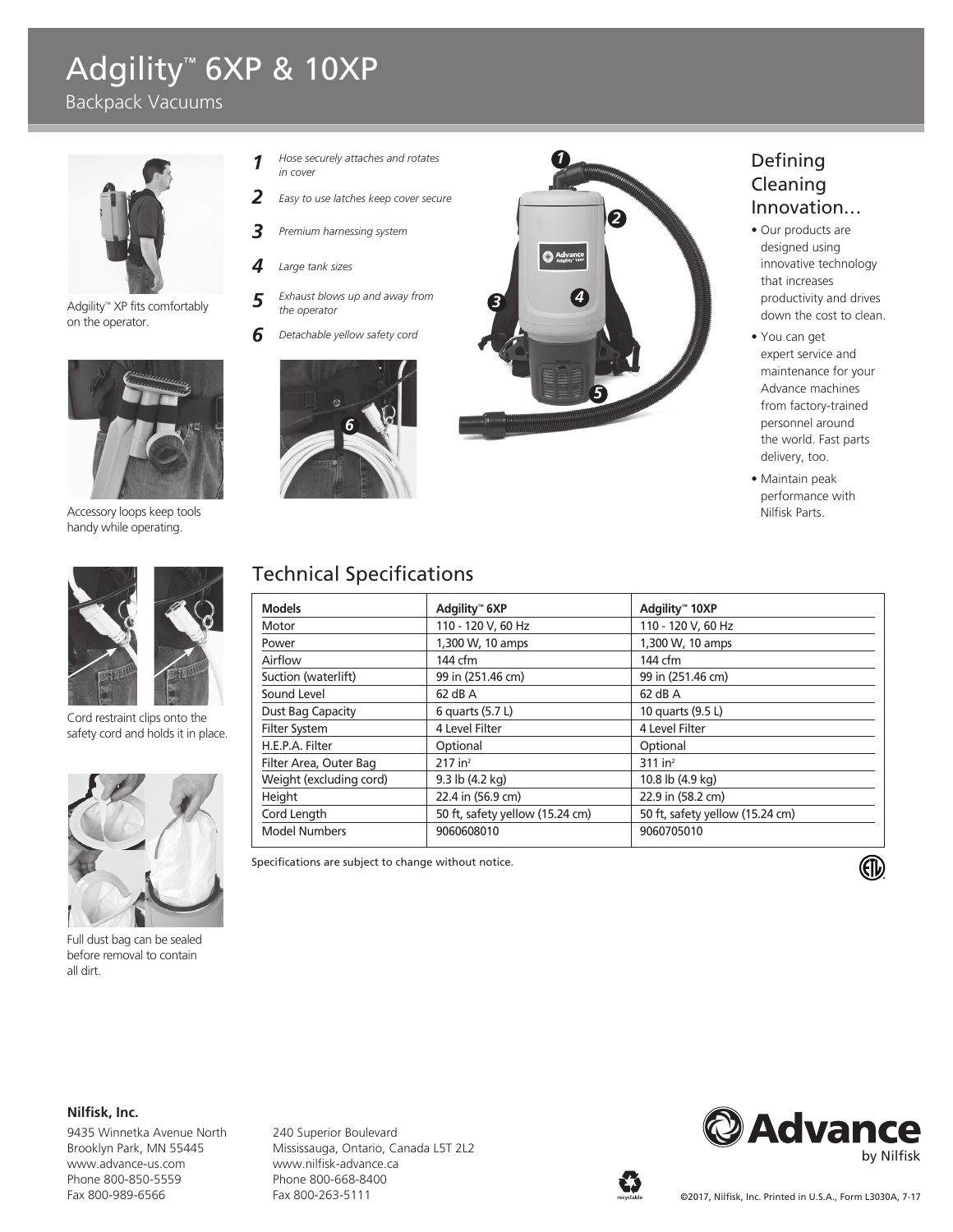# Adgility™ 6XP & 10XP

Backpack Vacuums

Adgility™ XP fits comfortably on the operator.

Accessory loops keep tools handy while operating.

Cord restraint clips onto the safety cord and holds it in place.

Full dust bag can be sealed before removal to contain all dirt.

1. *Hose securely attaches and rotates in cover*
2. *Easy to use latches keep cover secure*
3. *Premium harnessing system*
4. *Large tank sizes*
5. *Exhaust blows up and away from the operator*
6. *Detachable yellow safety cord*

## Defining Cleaning Innovation…

- Our products are designed using innovative technology that increases productivity and drives down the cost to clean.
- You can get expert service and maintenance for your Advance machines from factory-trained personnel around the world. Fast parts delivery, too.
- Maintain peak performance with Nilfisk Parts.

## Technical Specifications

| Models | Adgility™ 6XP | Adgility™ 10XP |
|---|---|---|
| Motor | 110 - 120 V, 60 Hz | 110 - 120 V, 60 Hz |
| Power | 1,300 W, 10 amps | 1,300 W, 10 amps |
| Airflow | 144 cfm | 144 cfm |
| Suction (waterlift) | 99 in (251.46 cm) | 99 in (251.46 cm) |
| Sound Level | 62 dB A | 62 dB A |
| Dust Bag Capacity | 6 quarts (5.7 L) | 10 quarts (9.5 L) |
| Filter System | 4 Level Filter | 4 Level Filter |
| H.E.P.A. Filter | Optional | Optional |
| Filter Area, Outer Bag | 217 in² | 311 in² |
| Weight (excluding cord) | 9.3 lb (4.2 kg) | 10.8 lb (4.9 kg) |
| Height | 22.4 in (56.9 cm) | 22.9 in (58.2 cm) |
| Cord Length | 50 ft, safety yellow (15.24 cm) | 50 ft, safety yellow (15.24 cm) |
| Model Numbers | 9060608010 | 9060705010 |

Specifications are subject to change without notice.

**Nilfisk, Inc.**

9435 Winnetka Avenue North
Brooklyn Park, MN 55445
www.advance-us.com
Phone 800-850-5559
Fax 800-989-6566

240 Superior Boulevard
Mississauga, Ontario, Canada L5T 2L2
www.nilfisk-advance.ca
Phone 800-668-8400
Fax 800-263-5111

Advance by Nilfisk

©2017, Nilfisk, Inc. Printed in U.S.A., Form L3030A, 7-17